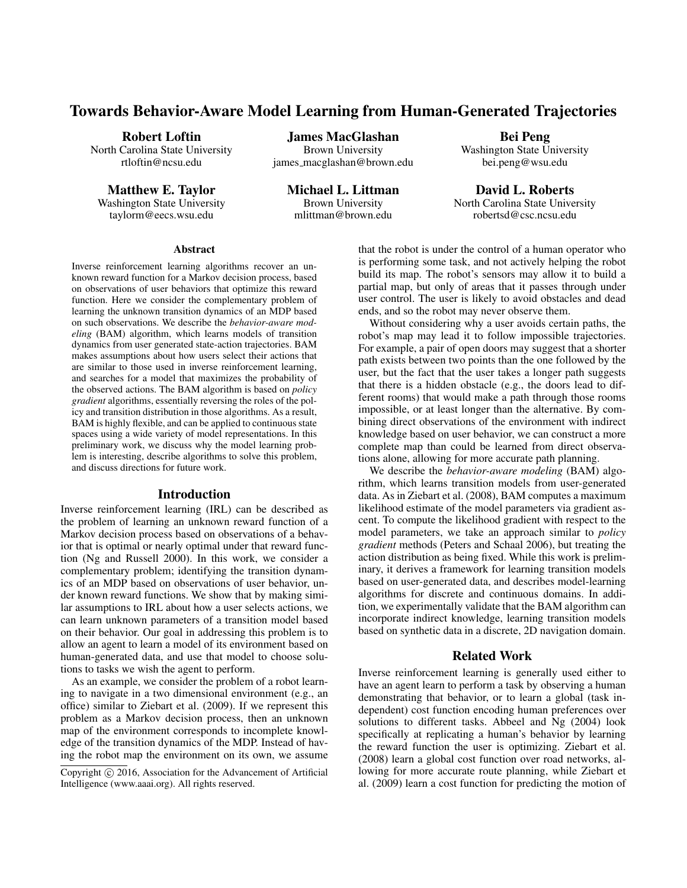# Towards Behavior-Aware Model Learning from Human-Generated Trajectories

**Robert Loftin**
North Carolina State University
rtloftin@ncsu.edu

**James MacGlashan**
Brown University
james_macglashan@brown.edu

**Bei Peng**
Washington State University
bei.peng@wsu.edu

**Matthew E. Taylor**
Washington State University
taylorm@eecs.wsu.edu

**Michael L. Littman**
Brown University
mlittman@brown.edu

**David L. Roberts**
North Carolina State University
robertsd@csc.ncsu.edu

## Abstract

Inverse reinforcement learning algorithms recover an unknown reward function for a Markov decision process, based on observations of user behaviors that optimize this reward function. Here we consider the complementary problem of learning the unknown transition dynamics of an MDP based on such observations. We describe the *behavior-aware modeling* (BAM) algorithm, which learns models of transition dynamics from user generated state-action trajectories. BAM makes assumptions about how users select their actions that are similar to those used in inverse reinforcement learning, and searches for a model that maximizes the probability of the observed actions. The BAM algorithm is based on *policy gradient* algorithms, essentially reversing the roles of the policy and transition distribution in those algorithms. As a result, BAM is highly flexible, and can be applied to continuous state spaces using a wide variety of model representations. In this preliminary work, we discuss why the model learning problem is interesting, describe algorithms to solve this problem, and discuss directions for future work.

## Introduction

Inverse reinforcement learning (IRL) can be described as the problem of learning an unknown reward function of a Markov decision process based on observations of a behavior that is optimal or nearly optimal under that reward function (Ng and Russell 2000). In this work, we consider a complementary problem; identifying the transition dynamics of an MDP based on observations of user behavior, under known reward functions. We show that by making similar assumptions to IRL about how a user selects actions, we can learn unknown parameters of a transition model based on their behavior. Our goal in addressing this problem is to allow an agent to learn a model of its environment based on human-generated data, and use that model to choose solutions to tasks we wish the agent to perform.

As an example, we consider the problem of a robot learning to navigate in a two dimensional environment (e.g., an office) similar to Ziebart et al. (2009). If we represent this problem as a Markov decision process, then an unknown map of the environment corresponds to incomplete knowledge of the transition dynamics of the MDP. Instead of having the robot map the environment on its own, we assume that the robot is under the control of a human operator who is performing some task, and not actively helping the robot build its map. The robot's sensors may allow it to build a partial map, but only of areas that it passes through under user control. The user is likely to avoid obstacles and dead ends, and so the robot may never observe them.

Without considering why a user avoids certain paths, the robot's map may lead it to follow impossible trajectories. For example, a pair of open doors may suggest that a shorter path exists between two points than the one followed by the user, but the fact that the user takes a longer path suggests that there is a hidden obstacle (e.g., the doors lead to different rooms) that would make a path through those rooms impossible, or at least longer than the alternative. By combining direct observations of the environment with indirect knowledge based on user behavior, we can construct a more complete map than could be learned from direct observations alone, allowing for more accurate path planning.

We describe the *behavior-aware modeling* (BAM) algorithm, which learns transition models from user-generated data. As in Ziebart et al. (2008), BAM computes a maximum likelihood estimate of the model parameters via gradient ascent. To compute the likelihood gradient with respect to the model parameters, we take an approach similar to *policy gradient* methods (Peters and Schaal 2006), but treating the action distribution as being fixed. While this work is preliminary, it derives a framework for learning transition models based on user-generated data, and describes model-learning algorithms for discrete and continuous domains. In addition, we experimentally validate that the BAM algorithm can incorporate indirect knowledge, learning transition models based on synthetic data in a discrete, 2D navigation domain.

## Related Work

Inverse reinforcement learning is generally used either to have an agent learn to perform a task by observing a human demonstrating that behavior, or to learn a global (task independent) cost function encoding human preferences over solutions to different tasks. Abbeel and Ng (2004) look specifically at replicating a human's behavior by learning the reward function the user is optimizing. Ziebart et al. (2008) learn a global cost function over road networks, allowing for more accurate route planning, while Ziebart et al. (2009) learn a cost function for predicting the motion of

Copyright © 2016, Association for the Advancement of Artificial Intelligence (www.aaai.org). All rights reserved.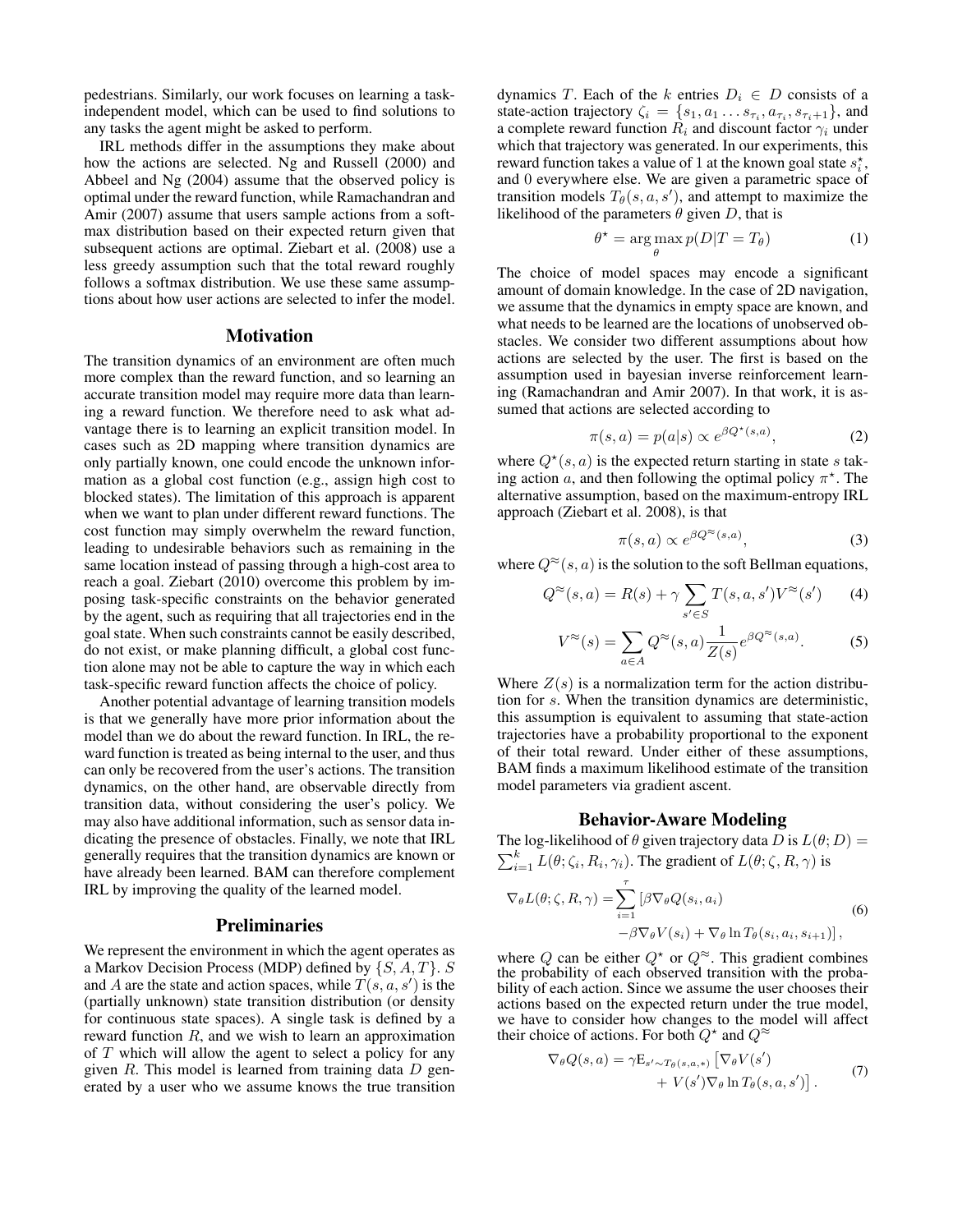pedestrians. Similarly, our work focuses on learning a task-independent model, which can be used to find solutions to any tasks the agent might be asked to perform.

IRL methods differ in the assumptions they make about how the actions are selected. Ng and Russell (2000) and Abbeel and Ng (2004) assume that the observed policy is optimal under the reward function, while Ramachandran and Amir (2007) assume that users sample actions from a softmax distribution based on their expected return given that subsequent actions are optimal. Ziebart et al. (2008) use a less greedy assumption such that the total reward roughly follows a softmax distribution. We use these same assumptions about how user actions are selected to infer the model.

## Motivation

The transition dynamics of an environment are often much more complex than the reward function, and so learning an accurate transition model may require more data than learning a reward function. We therefore need to ask what advantage there is to learning an explicit transition model. In cases such as 2D mapping where transition dynamics are only partially known, one could encode the unknown information as a global cost function (e.g., assign high cost to blocked states). The limitation of this approach is apparent when we want to plan under different reward functions. The cost function may simply overwhelm the reward function, leading to undesirable behaviors such as remaining in the same location instead of passing through a high-cost area to reach a goal. Ziebart (2010) overcome this problem by imposing task-specific constraints on the behavior generated by the agent, such as requiring that all trajectories end in the goal state. When such constraints cannot be easily described, do not exist, or make planning difficult, a global cost function alone may not be able to capture the way in which each task-specific reward function affects the choice of policy.

Another potential advantage of learning transition models is that we generally have more prior information about the model than we do about the reward function. In IRL, the reward function is treated as being internal to the user, and thus can only be recovered from the user's actions. The transition dynamics, on the other hand, are observable directly from transition data, without considering the user's policy. We may also have additional information, such as sensor data indicating the presence of obstacles. Finally, we note that IRL generally requires that the transition dynamics are known or have already been learned. BAM can therefore complement IRL by improving the quality of the learned model.

## Preliminaries

We represent the environment in which the agent operates as a Markov Decision Process (MDP) defined by $\{S, A, T\}$. $S$ and $A$ are the state and action spaces, while $T(s, a, s')$ is the (partially unknown) state transition distribution (or density for continuous state spaces). A single task is defined by a reward function $R$, and we wish to learn an approximation of $T$ which will allow the agent to select a policy for any given $R$. This model is learned from training data $D$ generated by a user who we assume knows the true transition dynamics $T$. Each of the $k$ entries $D_i \in D$ consists of a state-action trajectory $\zeta_i = \{s_1, a_1 \dots s_{\tau_i}, a_{\tau_i}, s_{\tau_i+1}\}$, and a complete reward function $R_i$ and discount factor $\gamma_i$ under which that trajectory was generated. In our experiments, this reward function takes a value of 1 at the known goal state $s_i^\star$, and 0 everywhere else. We are given a parametric space of transition models $T_\theta(s, a, s')$, and attempt to maximize the likelihood of the parameters $\theta$ given $D$, that is

$$\theta^\star = \arg\max_\theta p(D | T = T_\theta) \tag{1}$$

The choice of model spaces may encode a significant amount of domain knowledge. In the case of 2D navigation, we assume that the dynamics in empty space are known, and what needs to be learned are the locations of unobserved obstacles. We consider two different assumptions about how actions are selected by the user. The first is based on the assumption used in bayesian inverse reinforcement learning (Ramachandran and Amir 2007). In that work, it is assumed that actions are selected according to

$$\pi(s, a) = p(a|s) \propto e^{\beta Q^\star(s,a)}, \tag{2}$$

where $Q^\star(s, a)$ is the expected return starting in state $s$ taking action $a$, and then following the optimal policy $\pi^\star$. The alternative assumption, based on the maximum-entropy IRL approach (Ziebart et al. 2008), is that

$$\pi(s, a) \propto e^{\beta Q^\approx(s,a)}, \tag{3}$$

where $Q^\approx(s, a)$ is the solution to the soft Bellman equations,

$$Q^\approx(s, a) = R(s) + \gamma \sum_{s' \in S} T(s, a, s') V^\approx(s') \tag{4}$$

$$V^\approx(s) = \sum_{a \in A} Q^\approx(s, a) \frac{1}{Z(s)} e^{\beta Q^\approx(s,a)}. \tag{5}$$

Where $Z(s)$ is a normalization term for the action distribution for $s$. When the transition dynamics are deterministic, this assumption is equivalent to assuming that state-action trajectories have a probability proportional to the exponent of their total reward. Under either of these assumptions, BAM finds a maximum likelihood estimate of the transition model parameters via gradient ascent.

## Behavior-Aware Modeling

The log-likelihood of $\theta$ given trajectory data $D$ is $L(\theta; D) = \sum_{i=1}^{k} L(\theta; \zeta_i, R_i, \gamma_i)$. The gradient of $L(\theta; \zeta, R, \gamma)$ is

$$\begin{aligned}\nabla_\theta L(\theta; \zeta, R, \gamma) = \sum_{i=1}^{\tau} [&\beta \nabla_\theta Q(s_i, a_i) \\ &- \beta \nabla_\theta V(s_i) + \nabla_\theta \ln T_\theta(s_i, a_i, s_{i+1})],\end{aligned} \tag{6}$$

where $Q$ can be either $Q^\star$ or $Q^\approx$. This gradient combines the probability of each observed transition with the probability of each action. Since we assume the user chooses their actions based on the expected return under the true model, we have to consider how changes to the model will affect their choice of actions. For both $Q^\star$ and $Q^\approx$

$$\begin{aligned}\nabla_\theta Q(s, a) = \gamma \mathrm{E}_{s' \sim T_\theta(s,a,*)} \big[&\nabla_\theta V(s') \\ &+ V(s') \nabla_\theta \ln T_\theta(s, a, s')\big].\end{aligned} \tag{7}$$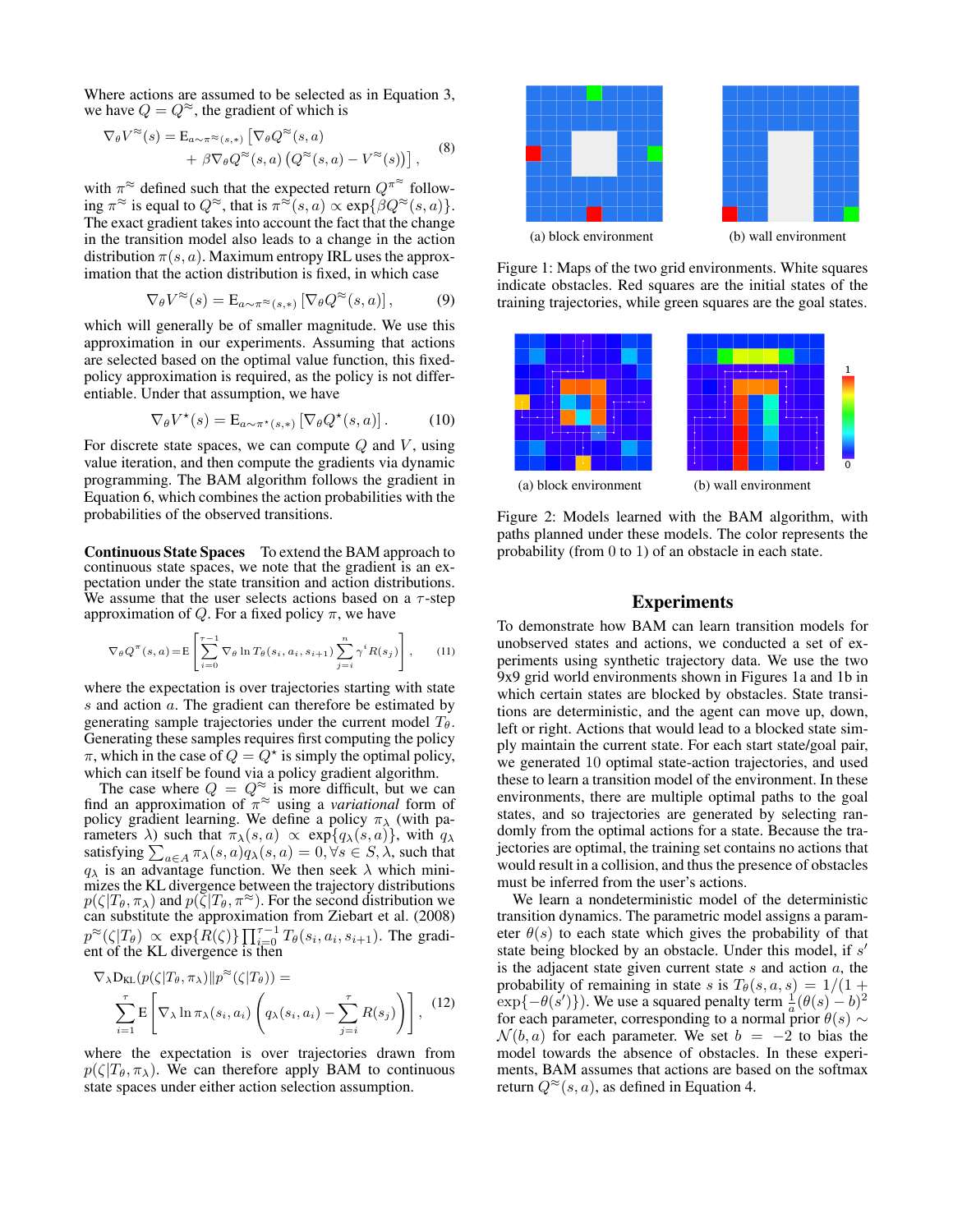Where actions are assumed to be selected as in Equation 3, we have $Q = Q^{\approx}$, the gradient of which is

$$\nabla_\theta V^{\approx}(s) = \mathrm{E}_{a \sim \pi^{\approx}(s,*)} \left[ \nabla_\theta Q^{\approx}(s,a) + \beta \nabla_\theta Q^{\approx}(s,a) \left( Q^{\approx}(s,a) - V^{\approx}(s) \right) \right], \tag{8}$$

with $\pi^{\approx}$ defined such that the expected return $Q^{\pi^{\approx}}$ following $\pi^{\approx}$ is equal to $Q^{\approx}$, that is $\pi^{\approx}(s,a) \propto \exp\{\beta Q^{\approx}(s,a)\}$. The exact gradient takes into account the fact that the change in the transition model also leads to a change in the action distribution $\pi(s,a)$. Maximum entropy IRL uses the approximation that the action distribution is fixed, in which case

$$\nabla_\theta V^{\approx}(s) = \mathrm{E}_{a \sim \pi^{\approx}(s,*)} \left[ \nabla_\theta Q^{\approx}(s,a) \right], \tag{9}$$

which will generally be of smaller magnitude. We use this approximation in our experiments. Assuming that actions are selected based on the optimal value function, this fixed-policy approximation is required, as the policy is not differentiable. Under that assumption, we have

$$\nabla_\theta V^{\star}(s) = \mathrm{E}_{a \sim \pi^{\star}(s,*)} \left[ \nabla_\theta Q^{\star}(s,a) \right]. \tag{10}$$

For discrete state spaces, we can compute $Q$ and $V$, using value iteration, and then compute the gradients via dynamic programming. The BAM algorithm follows the gradient in Equation 6, which combines the action probabilities with the probabilities of the observed transitions.

**Continuous State Spaces** To extend the BAM approach to continuous state spaces, we note that the gradient is an expectation under the state transition and action distributions. We assume that the user selects actions based on a $\tau$-step approximation of $Q$. For a fixed policy $\pi$, we have

$$\nabla_\theta Q^{\pi}(s,a) = \mathrm{E}\left[ \sum_{i=0}^{\tau-1} \nabla_\theta \ln T_\theta(s_i, a_i, s_{i+1}) \sum_{j=i}^{n} \gamma^i R(s_j) \right], \tag{11}$$

where the expectation is over trajectories starting with state $s$ and action $a$. The gradient can therefore be estimated by generating sample trajectories under the current model $T_\theta$. Generating these samples requires first computing the policy $\pi$, which in the case of $Q = Q^{\star}$ is simply the optimal policy, which can itself be found via a policy gradient algorithm.

The case where $Q = Q^{\approx}$ is more difficult, but we can find an approximation of $\pi^{\approx}$ using a *variational* form of policy gradient learning. We define a policy $\pi_\lambda$ (with parameters $\lambda$) such that $\pi_\lambda(s,a) \propto \exp\{q_\lambda(s,a)\}$, with $q_\lambda$ satisfying $\sum_{a \in A} \pi_\lambda(s,a) q_\lambda(s,a) = 0, \forall s \in S, \lambda$, such that $q_\lambda$ is an advantage function. We then seek $\lambda$ which minimizes the KL divergence between the trajectory distributions $p(\zeta | T_\theta, \pi_\lambda)$ and $p(\zeta | T_\theta, \pi^{\approx})$. For the second distribution we can substitute the approximation from Ziebart et al. (2008) $p^{\approx}(\zeta | T_\theta) \propto \exp\{R(\zeta)\} \prod_{i=0}^{\tau-1} T_\theta(s_i, a_i, s_{i+1})$. The gradient of the KL divergence is then

$$\nabla_\lambda \mathrm{D}_{\mathrm{KL}}(p(\zeta | T_\theta, \pi_\lambda) \| p^{\approx}(\zeta | T_\theta)) = \sum_{i=1}^{\tau} \mathrm{E}\left[ \nabla_\lambda \ln \pi_\lambda(s_i, a_i) \left( q_\lambda(s_i, a_i) - \sum_{j=i}^{\tau} R(s_j) \right) \right], \tag{12}$$

where the expectation is over trajectories drawn from $p(\zeta | T_\theta, \pi_\lambda)$. We can therefore apply BAM to continuous state spaces under either action selection assumption.

(a) block environment (b) wall environment

Figure 1: Maps of the two grid environments. White squares indicate obstacles. Red squares are the initial states of the training trajectories, while green squares are the goal states.

(a) block environment (b) wall environment

Figure 2: Models learned with the BAM algorithm, with paths planned under these models. The color represents the probability (from 0 to 1) of an obstacle in each state.

## Experiments

To demonstrate how BAM can learn transition models for unobserved states and actions, we conducted a set of experiments using synthetic trajectory data. We use the two 9x9 grid world environments shown in Figures 1a and 1b in which certain states are blocked by obstacles. State transitions are deterministic, and the agent can move up, down, left or right. Actions that would lead to a blocked state simply maintain the current state. For each start state/goal pair, we generated 10 optimal state-action trajectories, and used these to learn a transition model of the environment. In these environments, there are multiple optimal paths to the goal states, and so trajectories are generated by selecting randomly from the optimal actions for a state. Because the trajectories are optimal, the training set contains no actions that would result in a collision, and thus the presence of obstacles must be inferred from the user's actions.

We learn a nondeterministic model of the deterministic transition dynamics. The parametric model assigns a parameter $\theta(s)$ to each state which gives the probability of that state being blocked by an obstacle. Under this model, if $s'$ is the adjacent state given current state $s$ and action $a$, the probability of remaining in state $s$ is $T_\theta(s,a,s) = 1/(1 + \exp\{-\theta(s')\})$. We use a squared penalty term $\frac{1}{a}(\theta(s) - b)^2$ for each parameter, corresponding to a normal prior $\theta(s) \sim \mathcal{N}(b, a)$ for each parameter. We set $b = -2$ to bias the model towards the absence of obstacles. In these experiments, BAM assumes that actions are based on the softmax return $Q^{\approx}(s,a)$, as defined in Equation 4.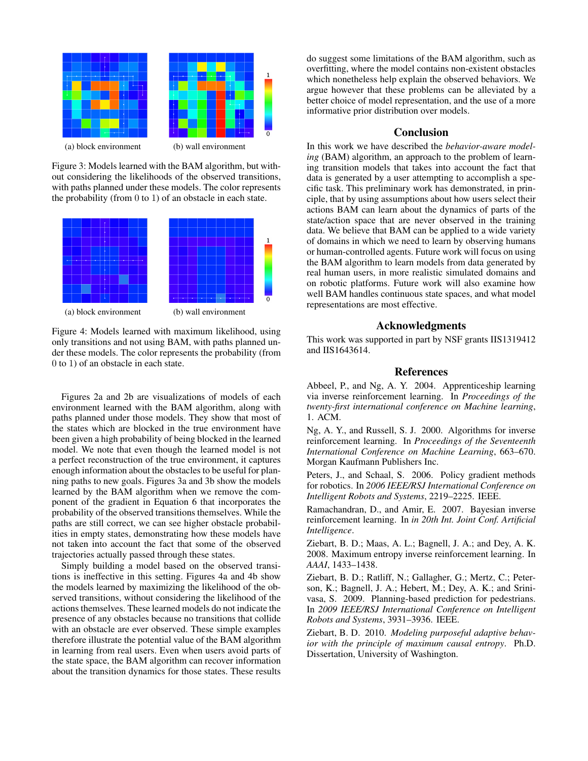(a) block environment

(b) wall environment

1

0

Figure 3: Models learned with the BAM algorithm, but without considering the likelihoods of the observed transitions, with paths planned under these models. The color represents the probability (from 0 to 1) of an obstacle in each state.

(a) block environment

(b) wall environment

1

0

Figure 4: Models learned with maximum likelihood, using only transitions and not using BAM, with paths planned under these models. The color represents the probability (from 0 to 1) of an obstacle in each state.

Figures 2a and 2b are visualizations of models of each environment learned with the BAM algorithm, along with paths planned under those models. They show that most of the states which are blocked in the true environment have been given a high probability of being blocked in the learned model. We note that even though the learned model is not a perfect reconstruction of the true environment, it captures enough information about the obstacles to be useful for planning paths to new goals. Figures 3a and 3b show the models learned by the BAM algorithm when we remove the component of the gradient in Equation 6 that incorporates the probability of the observed transitions themselves. While the paths are still correct, we can see higher obstacle probabilities in empty states, demonstrating how these models have not taken into account the fact that some of the observed trajectories actually passed through these states.

Simply building a model based on the observed transitions is ineffective in this setting. Figures 4a and 4b show the models learned by maximizing the likelihood of the observed transitions, without considering the likelihood of the actions themselves. These learned models do not indicate the presence of any obstacles because no transitions that collide with an obstacle are ever observed. These simple examples therefore illustrate the potential value of the BAM algorithm in learning from real users. Even when users avoid parts of the state space, the BAM algorithm can recover information about the transition dynamics for those states. These results do suggest some limitations of the BAM algorithm, such as overfitting, where the model contains non-existent obstacles which nonetheless help explain the observed behaviors. We argue however that these problems can be alleviated by a better choice of model representation, and the use of a more informative prior distribution over models.

## Conclusion

In this work we have described the *behavior-aware modeling* (BAM) algorithm, an approach to the problem of learning transition models that takes into account the fact that data is generated by a user attempting to accomplish a specific task. This preliminary work has demonstrated, in principle, that by using assumptions about how users select their actions BAM can learn about the dynamics of parts of the state/action space that are never observed in the training data. We believe that BAM can be applied to a wide variety of domains in which we need to learn by observing humans or human-controlled agents. Future work will focus on using the BAM algorithm to learn models from data generated by real human users, in more realistic simulated domains and on robotic platforms. Future work will also examine how well BAM handles continuous state spaces, and what model representations are most effective.

## Acknowledgments

This work was supported in part by NSF grants IIS1319412 and IIS1643614.

## References

Abbeel, P., and Ng, A. Y. 2004. Apprenticeship learning via inverse reinforcement learning. In *Proceedings of the twenty-first international conference on Machine learning*, 1. ACM.

Ng, A. Y., and Russell, S. J. 2000. Algorithms for inverse reinforcement learning. In *Proceedings of the Seventeenth International Conference on Machine Learning*, 663–670. Morgan Kaufmann Publishers Inc.

Peters, J., and Schaal, S. 2006. Policy gradient methods for robotics. In *2006 IEEE/RSJ International Conference on Intelligent Robots and Systems*, 2219–2225. IEEE.

Ramachandran, D., and Amir, E. 2007. Bayesian inverse reinforcement learning. In *in 20th Int. Joint Conf. Artificial Intelligence*.

Ziebart, B. D.; Maas, A. L.; Bagnell, J. A.; and Dey, A. K. 2008. Maximum entropy inverse reinforcement learning. In *AAAI*, 1433–1438.

Ziebart, B. D.; Ratliff, N.; Gallagher, G.; Mertz, C.; Peterson, K.; Bagnell, J. A.; Hebert, M.; Dey, A. K.; and Srinivasa, S. 2009. Planning-based prediction for pedestrians. In *2009 IEEE/RSJ International Conference on Intelligent Robots and Systems*, 3931–3936. IEEE.

Ziebart, B. D. 2010. *Modeling purposeful adaptive behavior with the principle of maximum causal entropy*. Ph.D. Dissertation, University of Washington.